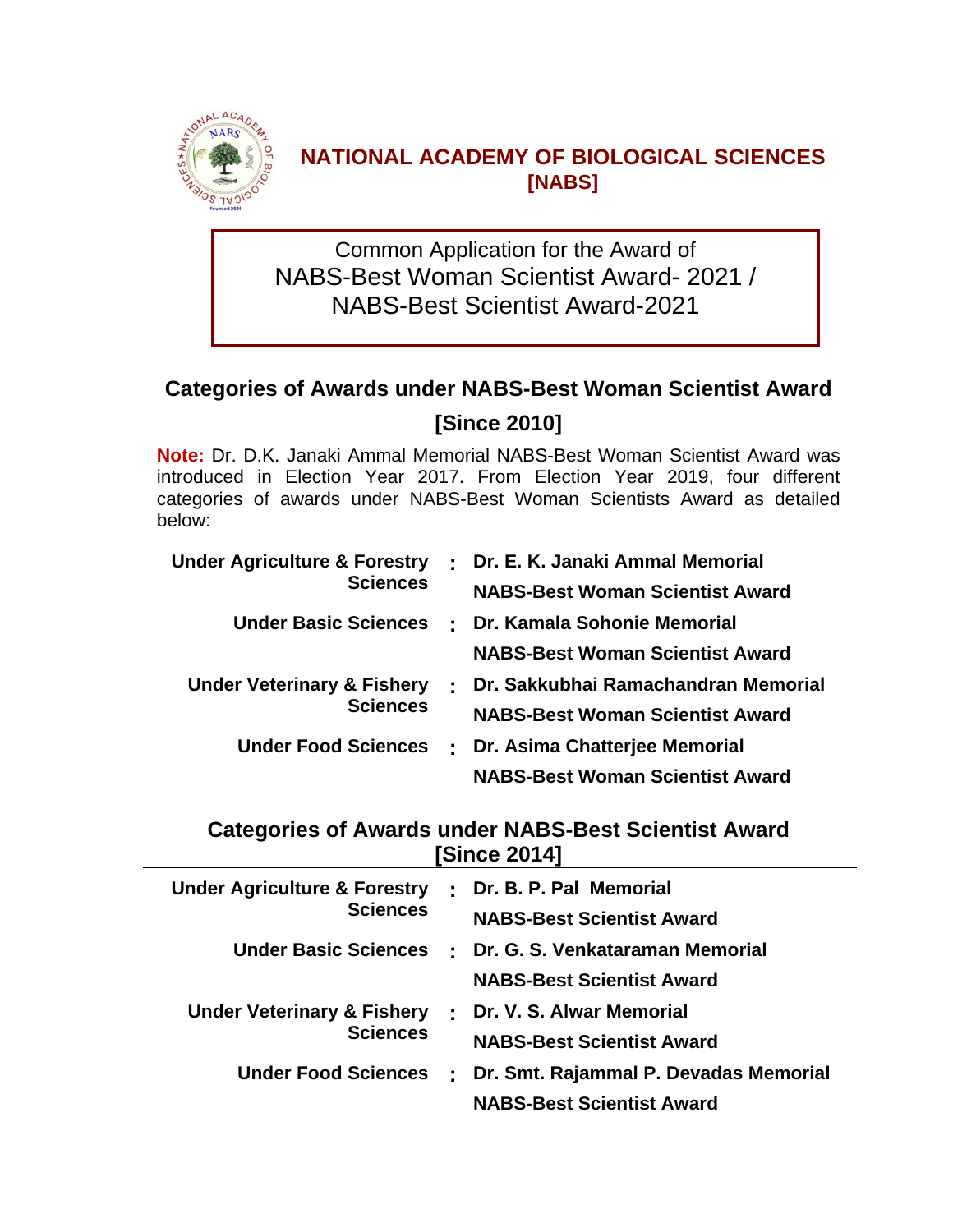# NATIONAL ACADEMY OF BIOLOGICAL SCIENCES [NABS]

Common Application for the Award of
NABS-Best Woman Scientist Award- 2021 /
NABS-Best Scientist Award-2021

## Categories of Awards under NABS-Best Woman Scientist Award [Since 2010]

**Note:** Dr. D.K. Janaki Ammal Memorial NABS-Best Woman Scientist Award was introduced in Election Year 2017. From Election Year 2019, four different categories of awards under NABS-Best Woman Scientists Award as detailed below:

| | | |
|---|---|---|
| **Under Agriculture & Forestry Sciences** | **:** | **Dr. E. K. Janaki Ammal Memorial NABS-Best Woman Scientist Award** |
| **Under Basic Sciences** | **:** | **Dr. Kamala Sohonie Memorial NABS-Best Woman Scientist Award** |
| **Under Veterinary & Fishery Sciences** | **:** | **Dr. Sakkubhai Ramachandran Memorial NABS-Best Woman Scientist Award** |
| **Under Food Sciences** | **:** | **Dr. Asima Chatterjee Memorial NABS-Best Woman Scientist Award** |

## Categories of Awards under NABS-Best Scientist Award [Since 2014]

| | | |
|---|---|---|
| **Under Agriculture & Forestry Sciences** | **:** | **Dr. B. P. Pal Memorial NABS-Best Scientist Award** |
| **Under Basic Sciences** | **:** | **Dr. G. S. Venkataraman Memorial NABS-Best Scientist Award** |
| **Under Veterinary & Fishery Sciences** | **:** | **Dr. V. S. Alwar Memorial NABS-Best Scientist Award** |
| **Under Food Sciences** | **:** | **Dr. Smt. Rajammal P. Devadas Memorial NABS-Best Scientist Award** |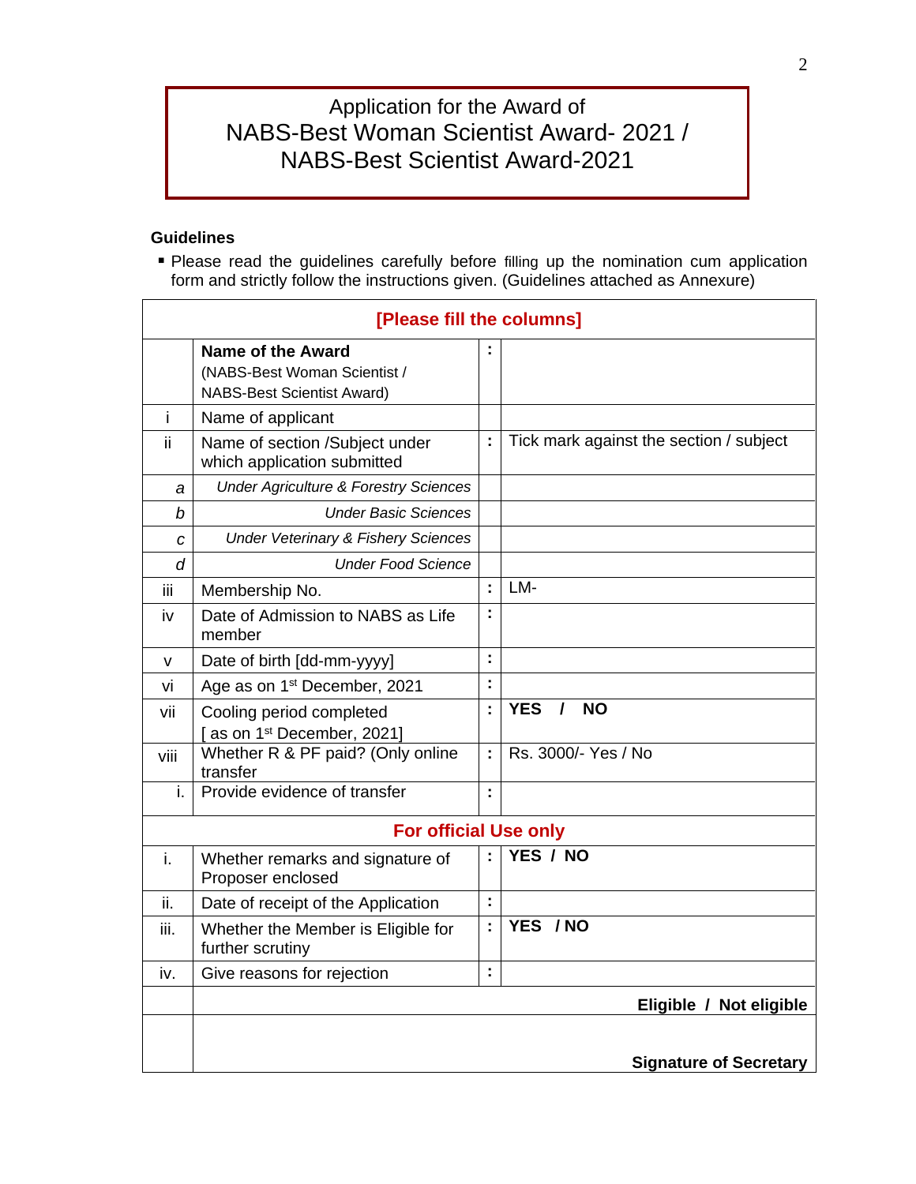# Application for the Award of NABS-Best Woman Scientist Award- 2021 / NABS-Best Scientist Award-2021

**Guidelines**

- Please read the guidelines carefully before filling up the nomination cum application form and strictly follow the instructions given. (Guidelines attached as Annexure)

| | **[Please fill the columns]** | | |
|---|---|---|---|
| | **Name of the Award** (NABS-Best Woman Scientist / NABS-Best Scientist Award) | : | |
| i | Name of applicant | | |
| ii | Name of section /Subject under which application submitted | : | Tick mark against the section / subject |
| *a* | *Under Agriculture & Forestry Sciences* | | |
| *b* | *Under Basic Sciences* | | |
| *c* | *Under Veterinary & Fishery Sciences* | | |
| *d* | *Under Food Science* | | |
| iii | Membership No. | : | LM- |
| iv | Date of Admission to NABS as Life member | : | |
| v | Date of birth [dd-mm-yyyy] | : | |
| vi | Age as on 1st December, 2021 | : | |
| vii | Cooling period completed [ as on 1st December, 2021] | : | **YES / NO** |
| viii | Whether R & PF paid? (Only online transfer | : | Rs. 3000/- Yes / No |
| i. | Provide evidence of transfer | : | |
| | **For official Use only** | | |
| i. | Whether remarks and signature of Proposer enclosed | : | **YES / NO** |
| ii. | Date of receipt of the Application | : | |
| iii. | Whether the Member is Eligible for further scrutiny | : | **YES / NO** |
| iv. | Give reasons for rejection | : | |
| | **Eligible / Not eligible** | | |
| | **Signature of Secretary** | | |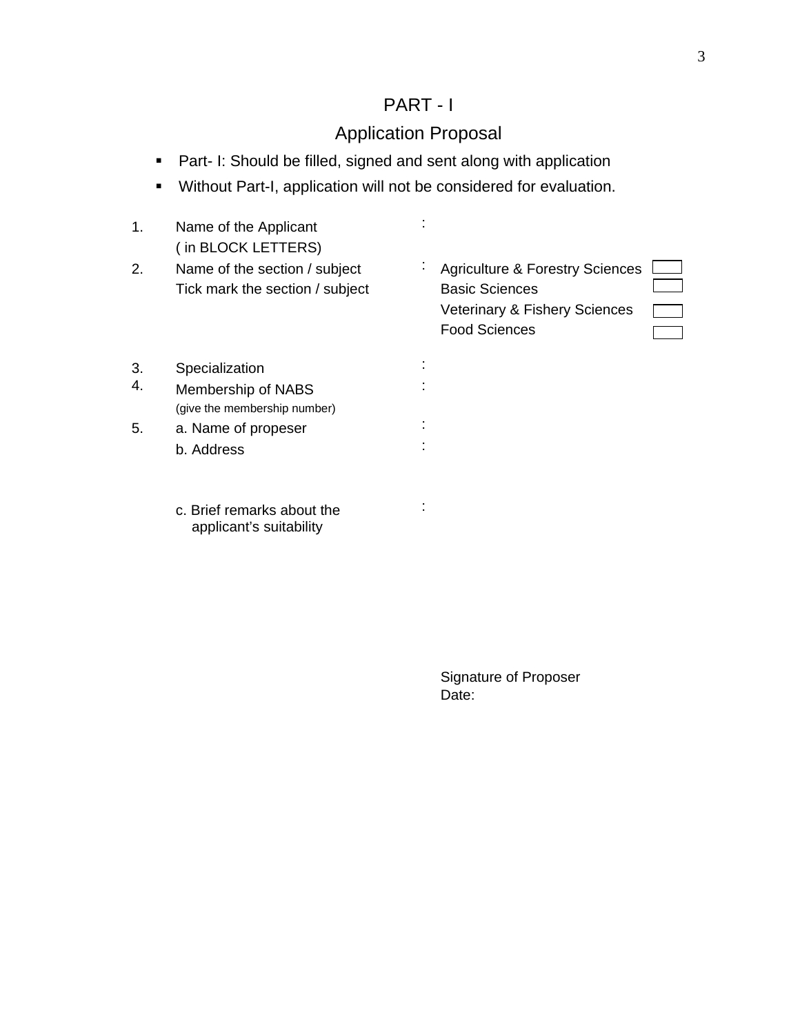# PART - I

## Application Proposal

- Part- I: Should be filled, signed and sent along with application
- Without Part-I, application will not be considered for evaluation.

1. Name of the Applicant ( in BLOCK LETTERS) :

2. Name of the section / subject Tick mark the section / subject :
   - Agriculture & Forestry Sciences ☐
   - Basic Sciences ☐
   - Veterinary & Fishery Sciences ☐
   - Food Sciences ☐

3. Specialization :

4. Membership of NABS (give the membership number) :

5. a. Name of propeser :

   b. Address :

   c. Brief remarks about the applicant's suitability :

Signature of Proposer

Date: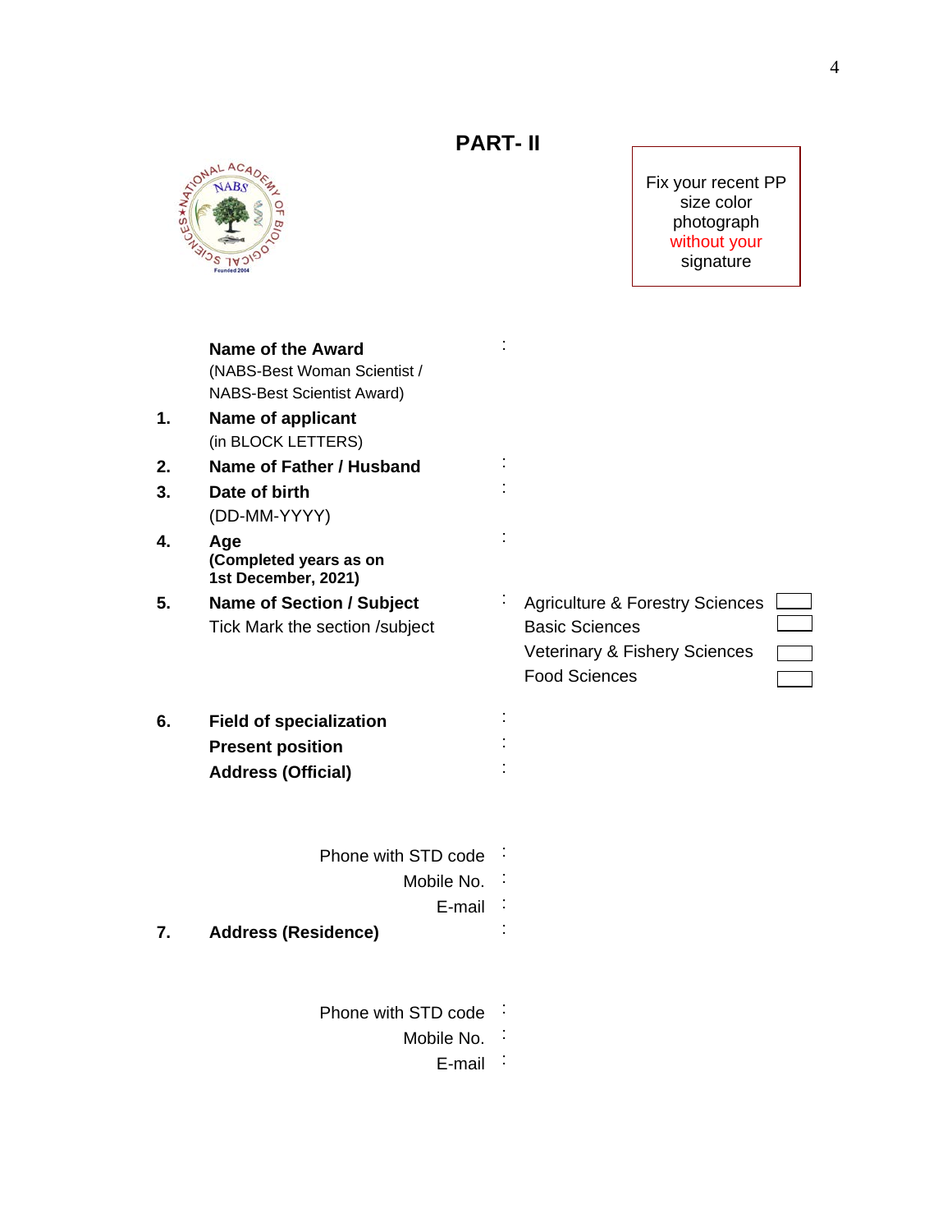# PART- II

Fix your recent PP size color photograph without your signature

| | | | |
|---|---|---|---|
| | **Name of the Award** (NABS-Best Woman Scientist / NABS-Best Scientist Award) | : | |
| **1.** | **Name of applicant** (in BLOCK LETTERS) | | |
| **2.** | **Name of Father / Husband** | : | |
| **3.** | **Date of birth** (DD-MM-YYYY) | : | |
| **4.** | **Age** **(Completed years as on 1st December, 2021)** | : | |
| **5.** | **Name of Section / Subject** Tick Mark the section /subject | : | Agriculture & Forestry Sciences ☐<br>Basic Sciences ☐<br>Veterinary & Fishery Sciences ☐<br>Food Sciences ☐ |
| **6.** | **Field of specialization** | : | |
| | **Present position** | : | |
| | **Address (Official)** | : | |
| | Phone with STD code | : | |
| | Mobile No. | : | |
| | E-mail | : | |
| **7.** | **Address (Residence)** | : | |
| | Phone with STD code | : | |
| | Mobile No. | : | |
| | E-mail | : | |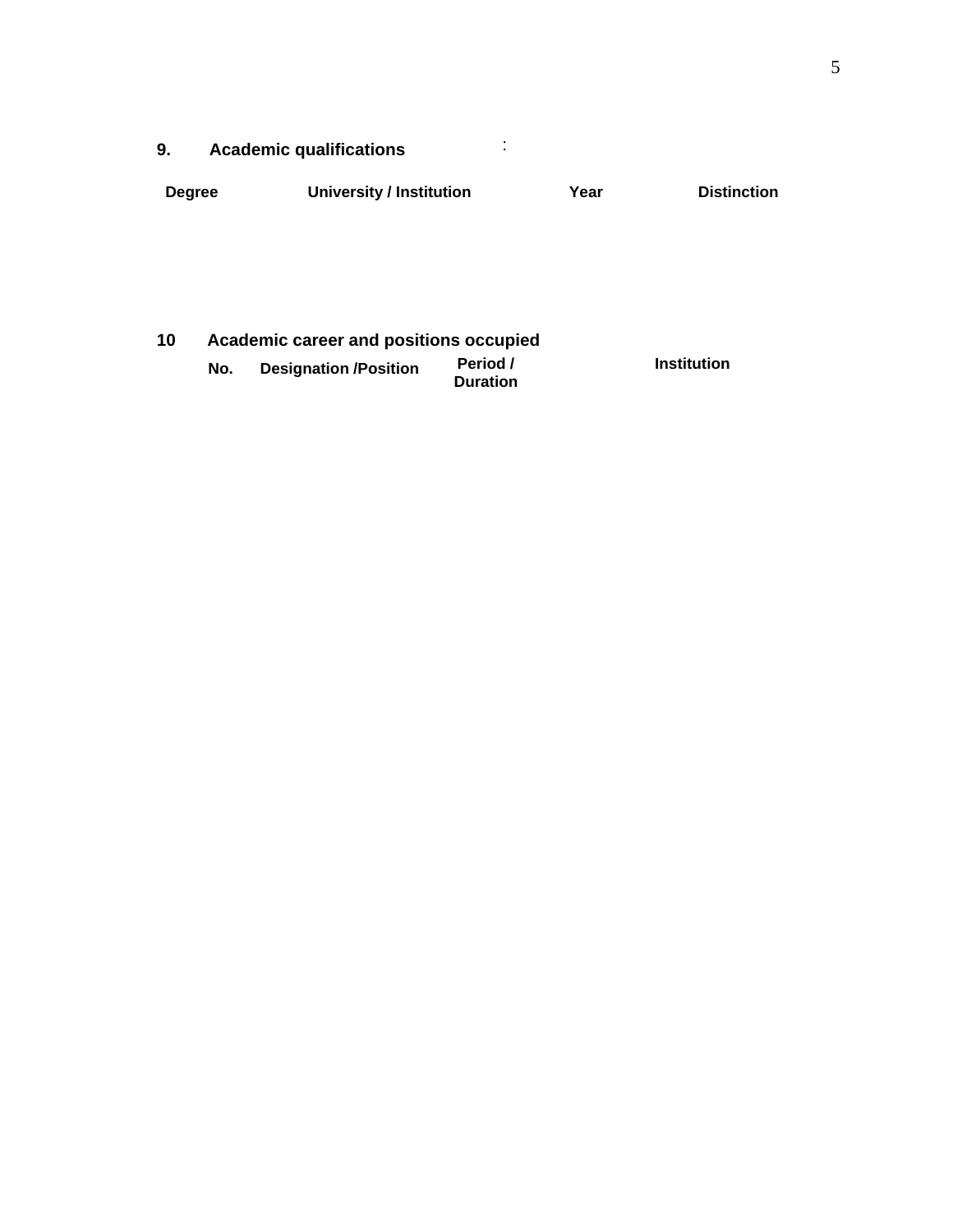## 9. Academic qualifications :

| Degree | University / Institution | Year | Distinction |
|---|---|---|---|

## 10 Academic career and positions occupied

| No. | Designation /Position | Period / Duration | Institution |
|---|---|---|---|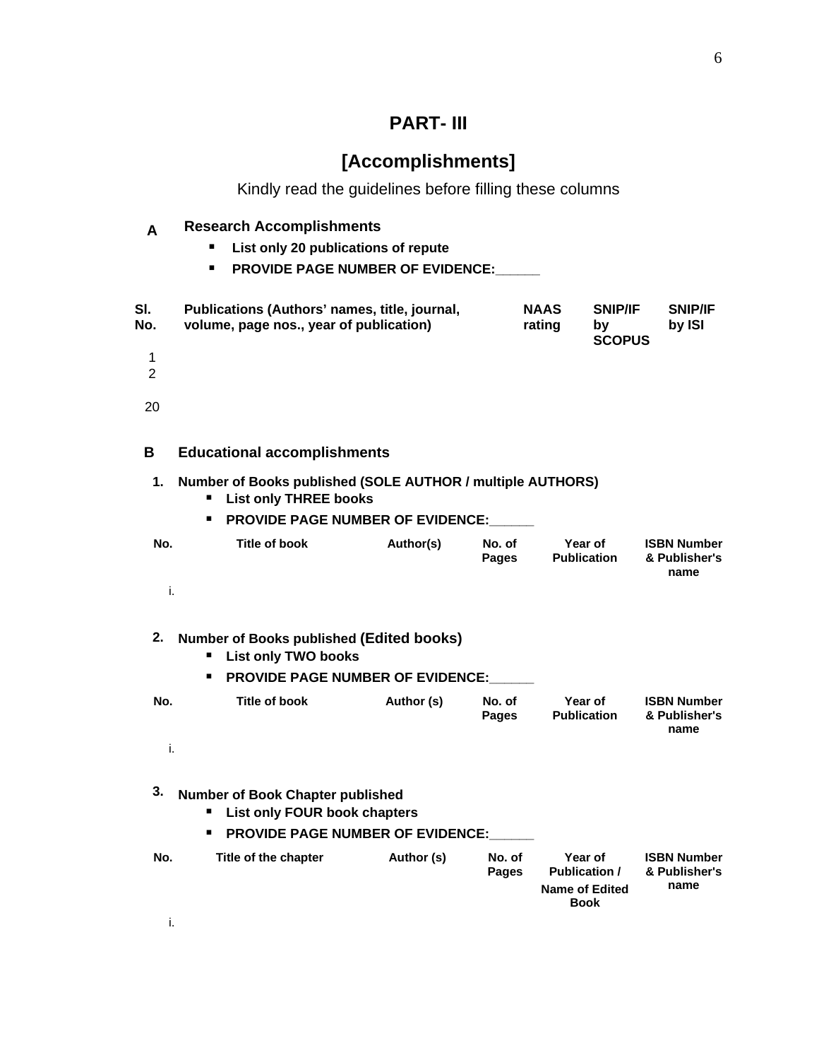# PART- III

## [Accomplishments]

Kindly read the guidelines before filling these columns

**A** **Research Accomplishments**

- **List only 20 publications of repute**
- **PROVIDE PAGE NUMBER OF EVIDENCE:______**

| Sl. No. | Publications (Authors' names, title, journal, volume, page nos., year of publication) | NAAS rating | SNIP/IF by SCOPUS | SNIP/IF by ISI |
|---|---|---|---|---|
| 1 | | | | |
| 2 | | | | |
| 20 | | | | |

**B** **Educational accomplishments**

**1.** **Number of Books published (SOLE AUTHOR / multiple AUTHORS)**

- **List only THREE books**
- **PROVIDE PAGE NUMBER OF EVIDENCE:______**

| No. | Title of book | Author(s) | No. of Pages | Year of Publication | ISBN Number & Publisher's name |
|---|---|---|---|---|---|
| i. | | | | | |

**2.** **Number of Books published (Edited books)**

- **List only TWO books**
- **PROVIDE PAGE NUMBER OF EVIDENCE:______**

| No. | Title of book | Author (s) | No. of Pages | Year of Publication | ISBN Number & Publisher's name |
|---|---|---|---|---|---|
| i. | | | | | |

**3.** **Number of Book Chapter published**

- **List only FOUR book chapters**
- **PROVIDE PAGE NUMBER OF EVIDENCE:______**

| No. | Title of the chapter | Author (s) | No. of Pages | Year of Publication / Name of Edited Book | ISBN Number & Publisher's name |
|---|---|---|---|---|---|
| i. | | | | | |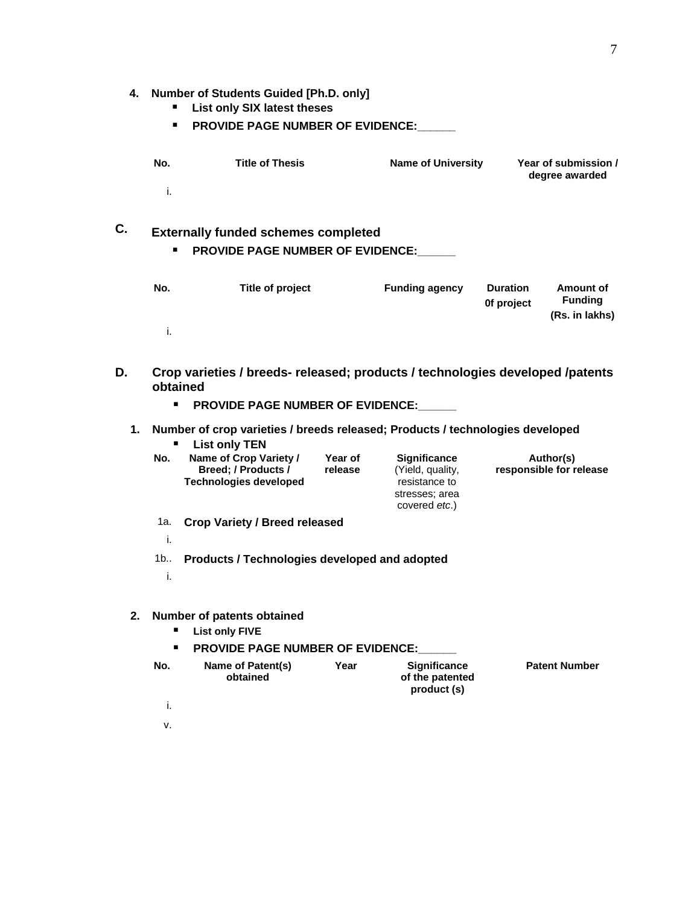4. **Number of Students Guided [Ph.D. only]**
   - **List only SIX latest theses**
   - **PROVIDE PAGE NUMBER OF EVIDENCE:______**

| No. | Title of Thesis | Name of University | Year of submission / degree awarded |
|---|---|---|---|
| i. | | | |

## C. Externally funded schemes completed

- **PROVIDE PAGE NUMBER OF EVIDENCE:______**

| No. | Title of project | Funding agency | Duration 0f project | Amount of Funding (Rs. in lakhs) |
|---|---|---|---|---|
| i. | | | | |

## D. Crop varieties / breeds- released; products / technologies developed /patents obtained

- **PROVIDE PAGE NUMBER OF EVIDENCE:______**

1. **Number of crop varieties / breeds released; Products / technologies developed**
   - **List only TEN**

| No. | Name of Crop Variety / Breed; / Products / Technologies developed | Year of release | Significance (Yield, quality, resistance to stresses; area covered *etc*.) | Author(s) responsible for release |
|---|---|---|---|---|
| 1a. | **Crop Variety / Breed released** | | | |
| i. | | | | |
| 1b.. | **Products / Technologies developed and adopted** | | | |
| i. | | | | |

2. **Number of patents obtained**
   - **List only FIVE**
   - **PROVIDE PAGE NUMBER OF EVIDENCE:______**

| No. | Name of Patent(s) obtained | Year | Significance of the patented product (s) | Patent Number |
|---|---|---|---|---|
| i. | | | | |
| v. | | | | |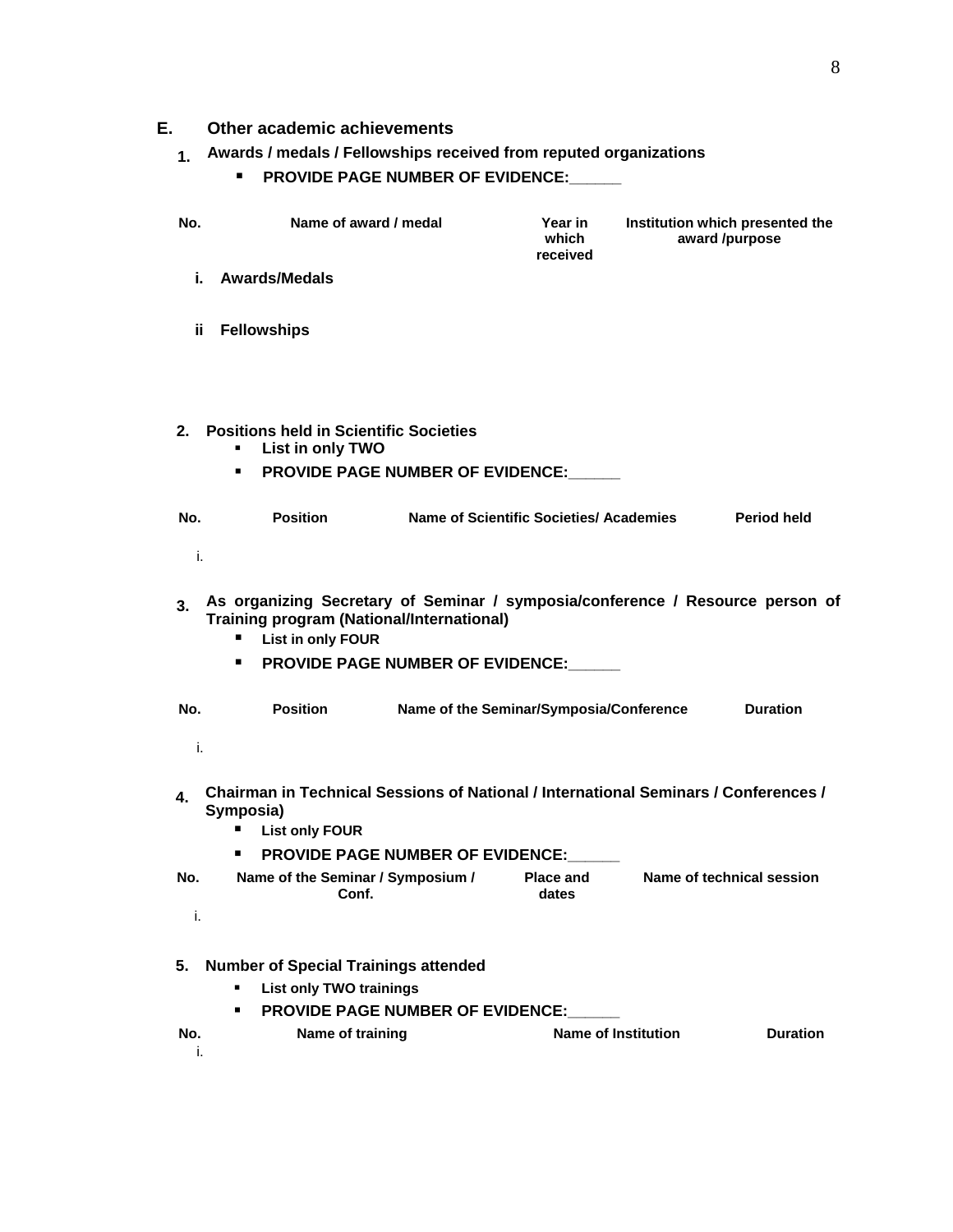## E. Other academic achievements

**1. Awards / medals / Fellowships received from reputed organizations**

- **PROVIDE PAGE NUMBER OF EVIDENCE:______**

| No. | Name of award / medal | Year in which received | Institution which presented the award /purpose |
|---|---|---|---|
| **i. Awards/Medals** | | | |
| | | | |
| **ii Fellowships** | | | |
| | | | |

**2. Positions held in Scientific Societies**

- **List in only TWO**
- **PROVIDE PAGE NUMBER OF EVIDENCE:______**

| No. | Position | Name of Scientific Societies/ Academies | Period held |
|---|---|---|---|
| i. | | | |

**3. As organizing Secretary of Seminar / symposia/conference / Resource person of Training program (National/International)**

- **List in only FOUR**
- **PROVIDE PAGE NUMBER OF EVIDENCE:______**

| No. | Position | Name of the Seminar/Symposia/Conference | Duration |
|---|---|---|---|
| i. | | | |

**4. Chairman in Technical Sessions of National / International Seminars / Conferences / Symposia)**

- **List only FOUR**
- **PROVIDE PAGE NUMBER OF EVIDENCE:______**

| No. | Name of the Seminar / Symposium / Conf. | Place and dates | Name of technical session |
|---|---|---|---|
| i. | | | |

**5. Number of Special Trainings attended**

- **List only TWO trainings**
- **PROVIDE PAGE NUMBER OF EVIDENCE:______**

| No. | Name of training | Name of Institution | Duration |
|---|---|---|---|
| i. | | | |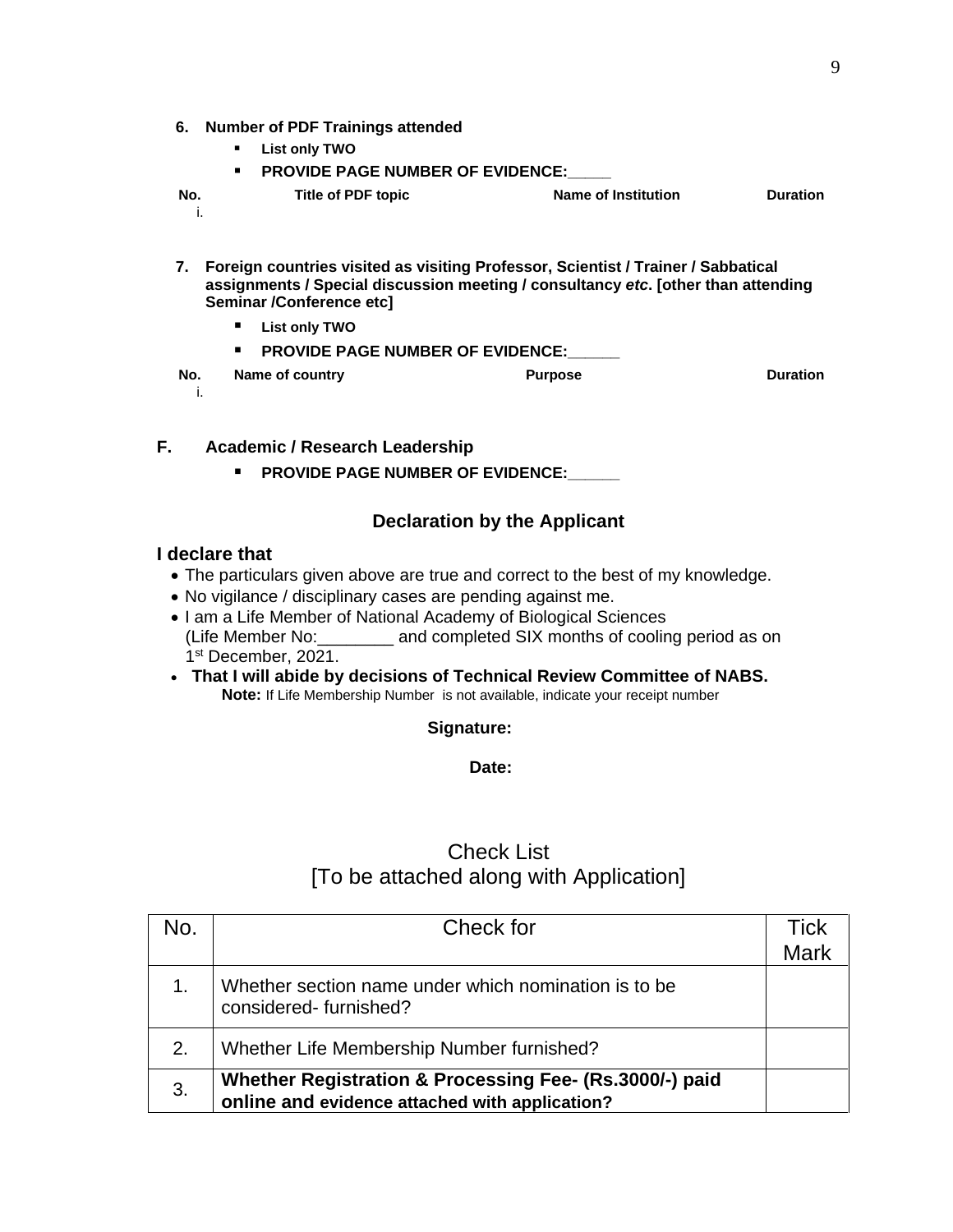6. **Number of PDF Trainings attended**
   - **List only TWO**
   - **PROVIDE PAGE NUMBER OF EVIDENCE:_____**

| No. | Title of PDF topic | Name of Institution | Duration |
|---|---|---|---|
| i. | | | |

7. **Foreign countries visited as visiting Professor, Scientist / Trainer / Sabbatical assignments / Special discussion meeting / consultancy *etc*. [other than attending Seminar /Conference etc]**
   - **List only TWO**
   - **PROVIDE PAGE NUMBER OF EVIDENCE:______**

| No. | Name of country | Purpose | Duration |
|---|---|---|---|
| i. | | | |

**F. Academic / Research Leadership**

- **PROVIDE PAGE NUMBER OF EVIDENCE:______**

## Declaration by the Applicant

**I declare that**

- The particulars given above are true and correct to the best of my knowledge.
- No vigilance / disciplinary cases are pending against me.
- I am a Life Member of National Academy of Biological Sciences (Life Member No:________ and completed SIX months of cooling period as on 1st December, 2021.
- **That I will abide by decisions of Technical Review Committee of NABS.**

**Note:** If Life Membership Number is not available, indicate your receipt number

**Signature:**

**Date:**

## Check List
## [To be attached along with Application]

| No. | Check for | Tick Mark |
|---|---|---|
| 1. | Whether section name under which nomination is to be considered- furnished? | |
| 2. | Whether Life Membership Number furnished? | |
| 3. | **Whether Registration & Processing Fee- (Rs.3000/-) paid online and evidence attached with application?** | |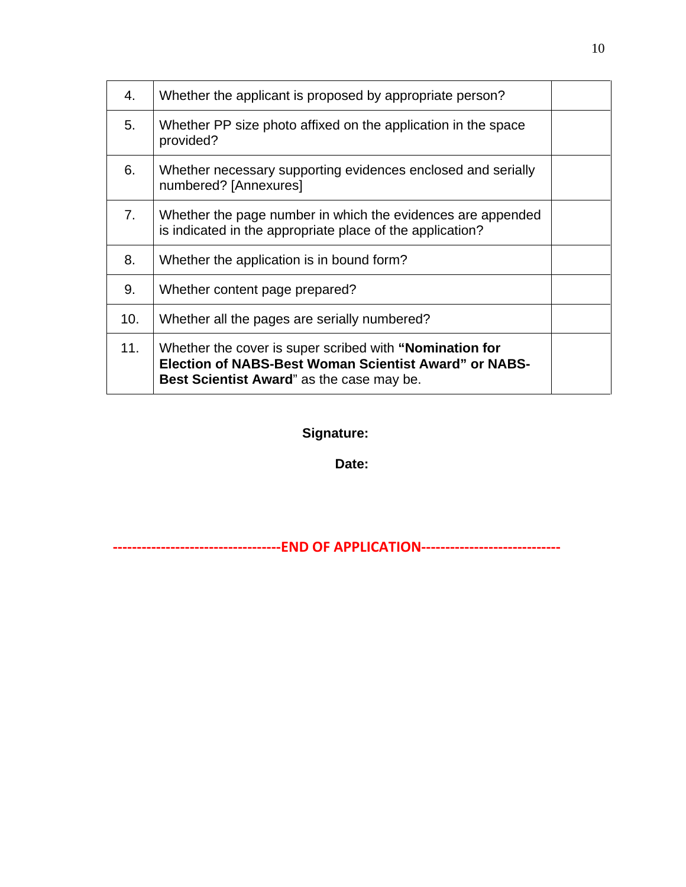| | | |
|---|---|---|
| 4. | Whether the applicant is proposed by appropriate person? | |
| 5. | Whether PP size photo affixed on the application in the space provided? | |
| 6. | Whether necessary supporting evidences enclosed and serially numbered? [Annexures] | |
| 7. | Whether the page number in which the evidences are appended is indicated in the appropriate place of the application? | |
| 8. | Whether the application is in bound form? | |
| 9. | Whether content page prepared? | |
| 10. | Whether all the pages are serially numbered? | |
| 11. | Whether the cover is super scribed with **“Nomination for Election of NABS-Best Woman Scientist Award” or NABS-Best Scientist Award**” as the case may be. | |

**Signature:**

**Date:**

**----------------------------------END OF APPLICATION----------------------------**